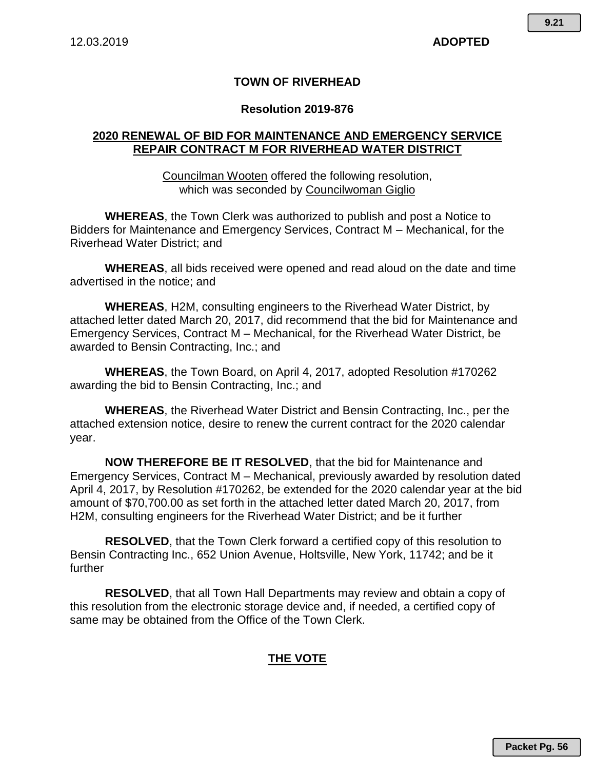12.03.2019 **ADOPTED**

**9.21**

# TOWN OF RIVERHEAD

## Resolution 2019-876

### 2020 RENEWAL OF BID FOR MAINTENANCE AND EMERGENCY SERVICE REPAIR CONTRACT M FOR RIVERHEAD WATER DISTRICT

Councilman Wooten offered the following resolution, which was seconded by Councilwoman Giglio

**WHEREAS**, the Town Clerk was authorized to publish and post a Notice to Bidders for Maintenance and Emergency Services, Contract M – Mechanical, for the Riverhead Water District; and

**WHEREAS**, all bids received were opened and read aloud on the date and time advertised in the notice; and

**WHEREAS**, H2M, consulting engineers to the Riverhead Water District, by attached letter dated March 20, 2017, did recommend that the bid for Maintenance and Emergency Services, Contract M – Mechanical, for the Riverhead Water District, be awarded to Bensin Contracting, Inc.; and

**WHEREAS**, the Town Board, on April 4, 2017, adopted Resolution #170262 awarding the bid to Bensin Contracting, Inc.; and

**WHEREAS**, the Riverhead Water District and Bensin Contracting, Inc., per the attached extension notice, desire to renew the current contract for the 2020 calendar year.

**NOW THEREFORE BE IT RESOLVED**, that the bid for Maintenance and Emergency Services, Contract M – Mechanical, previously awarded by resolution dated April 4, 2017, by Resolution #170262, be extended for the 2020 calendar year at the bid amount of $70,700.00 as set forth in the attached letter dated March 20, 2017, from H2M, consulting engineers for the Riverhead Water District; and be it further

**RESOLVED**, that the Town Clerk forward a certified copy of this resolution to Bensin Contracting Inc., 652 Union Avenue, Holtsville, New York, 11742; and be it further

**RESOLVED**, that all Town Hall Departments may review and obtain a copy of this resolution from the electronic storage device and, if needed, a certified copy of same may be obtained from the Office of the Town Clerk.

**THE VOTE**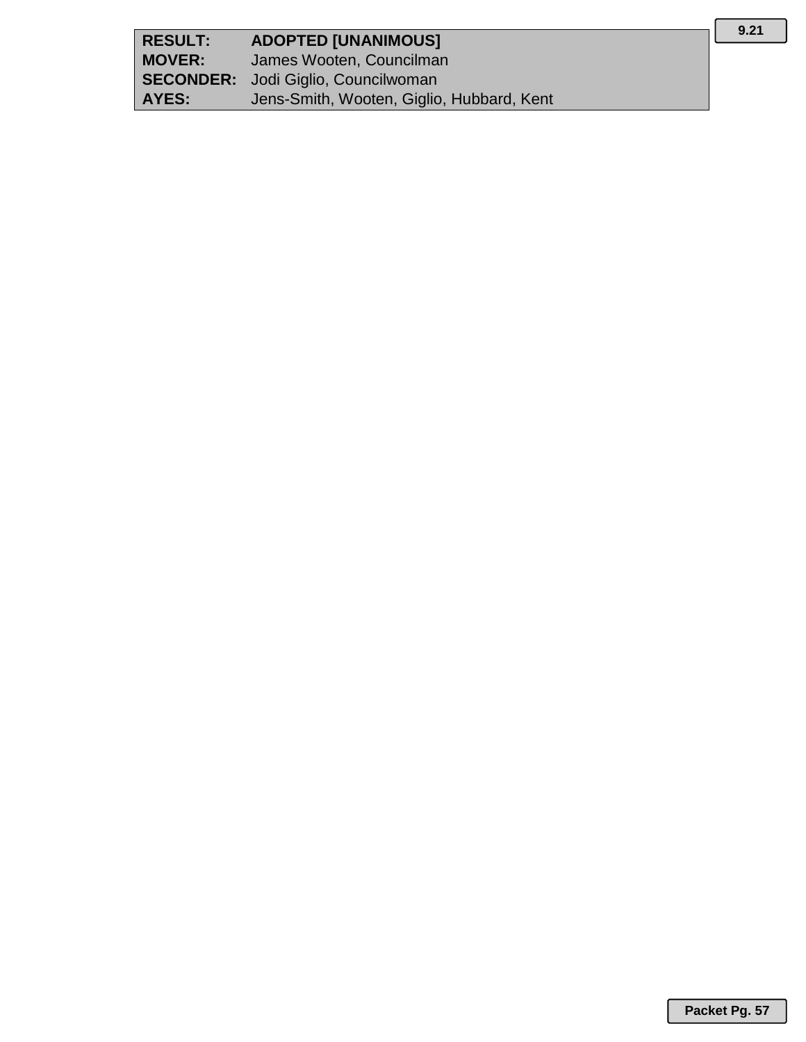| | |
|---|---|
| **RESULT:** | **ADOPTED [UNANIMOUS]** |
| **MOVER:** | James Wooten, Councilman |
| **SECONDER:** | Jodi Giglio, Councilwoman |
| **AYES:** | Jens-Smith, Wooten, Giglio, Hubbard, Kent |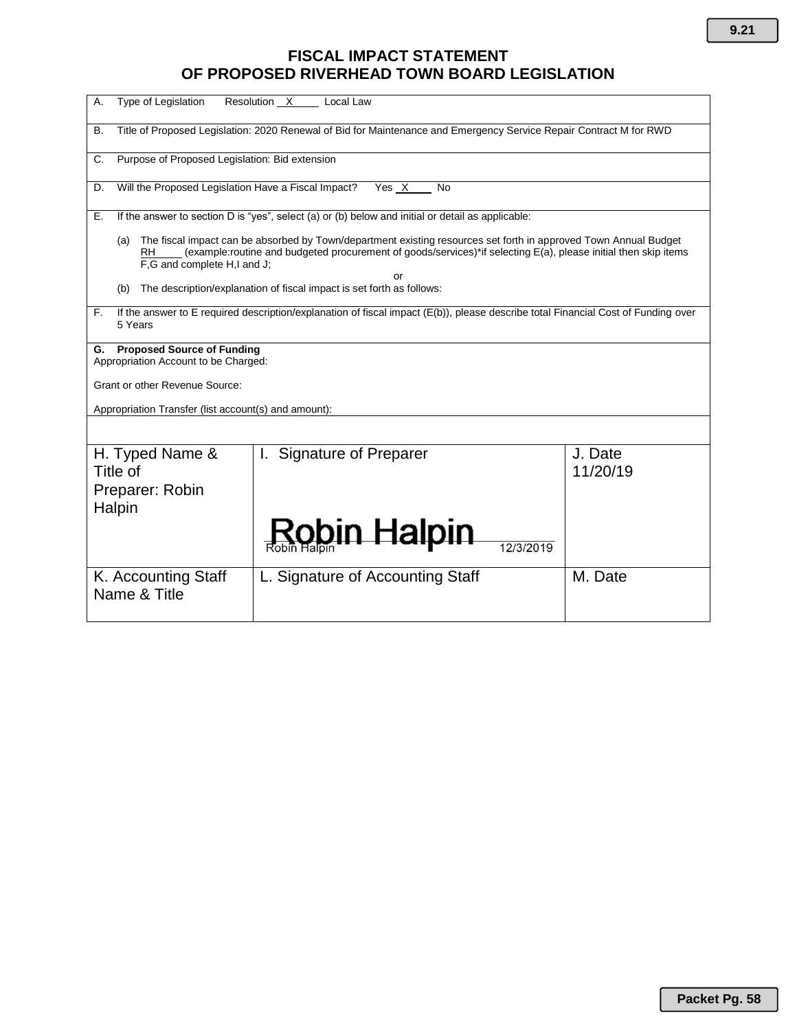# FISCAL IMPACT STATEMENT OF PROPOSED RIVERHEAD TOWN BOARD LEGISLATION

A. Type of Legislation Resolution __X__ Local Law

B. Title of Proposed Legislation: 2020 Renewal of Bid for Maintenance and Emergency Service Repair Contract M for RWD

C. Purpose of Proposed Legislation: Bid extension

D. Will the Proposed Legislation Have a Fiscal Impact? Yes __X__ No

E. If the answer to section D is "yes", select (a) or (b) below and initial or detail as applicable:

(a) The fiscal impact can be absorbed by Town/department existing resources set forth in approved Town Annual Budget RH____ (example:routine and budgeted procurement of goods/services)*if selecting E(a), please initial then skip items F,G and complete H,I and J;

or

(b) The description/explanation of fiscal impact is set forth as follows:

F. If the answer to E required description/explanation of fiscal impact (E(b)), please describe total Financial Cost of Funding over 5 Years

**G. Proposed Source of Funding**
Appropriation Account to be Charged:

Grant or other Revenue Source:

Appropriation Transfer (list account(s) and amount):

| H. Typed Name & Title of Preparer: Robin Halpin | I. Signature of Preparer<br>Robin Halpin<br>Robin Halpin 12/3/2019 | J. Date<br>11/20/19 |
|---|---|---|
| K. Accounting Staff Name & Title | L. Signature of Accounting Staff | M. Date |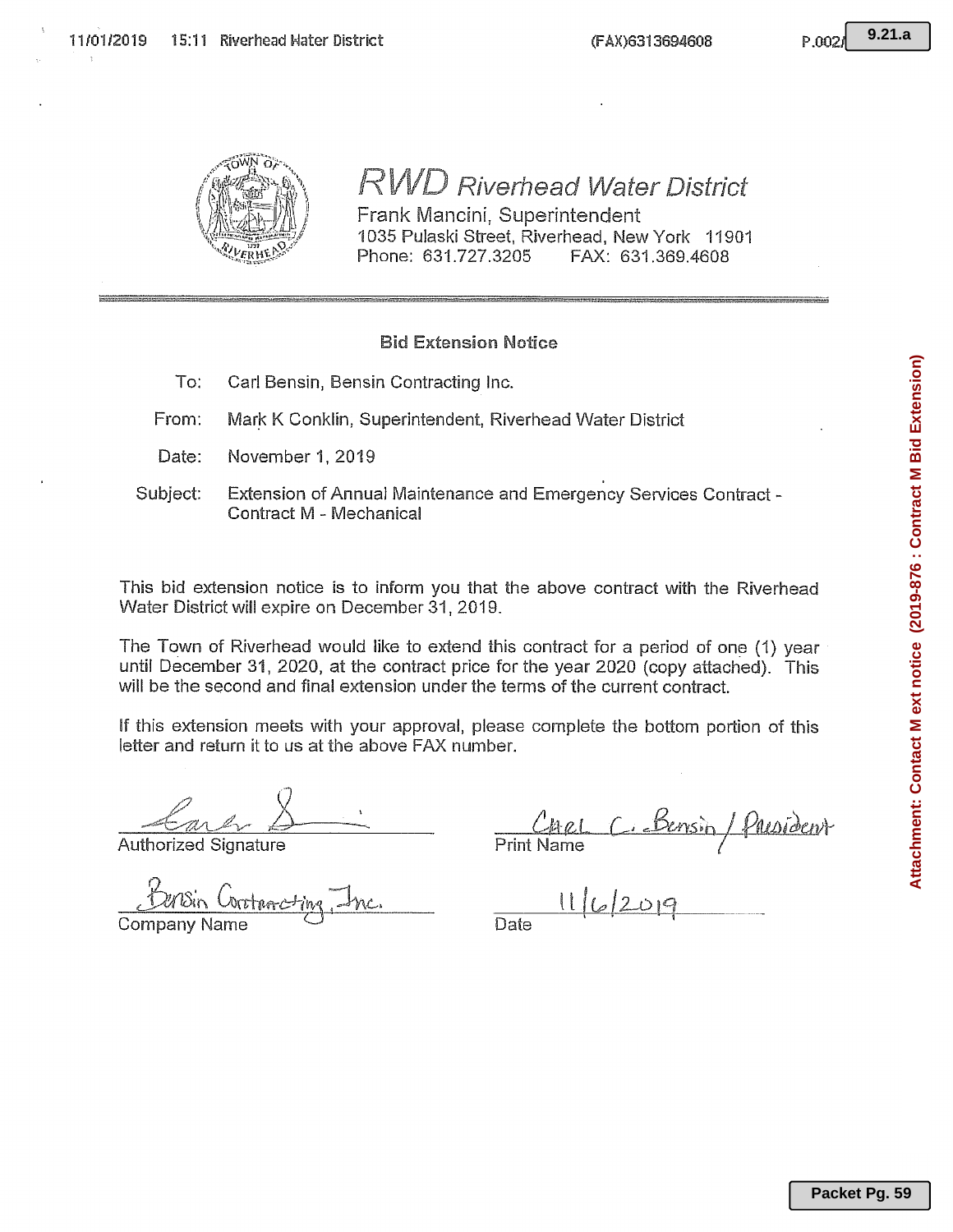# RWD Riverhead Water District

Frank Mancini, Superintendent
1035 Pulaski Street, Riverhead, New York 11901
Phone: 631.727.3205 FAX: 631.369.4608

## Bid Extension Notice

To: Carl Bensin, Bensin Contracting Inc.

From: Mark K Conklin, Superintendent, Riverhead Water District

Date: November 1, 2019

Subject: Extension of Annual Maintenance and Emergency Services Contract - Contract M - Mechanical

This bid extension notice is to inform you that the above contract with the Riverhead Water District will expire on December 31, 2019.

The Town of Riverhead would like to extend this contract for a period of one (1) year until December 31, 2020, at the contract price for the year 2020 (copy attached). This will be the second and final extension under the terms of the current contract.

If this extension meets with your approval, please complete the bottom portion of this letter and return it to us at the above FAX number.

[Signature]
Authorized Signature

Carl C. Bensin / President
Print Name

Bensin Contracting, Inc.
Company Name

11/6/2019
Date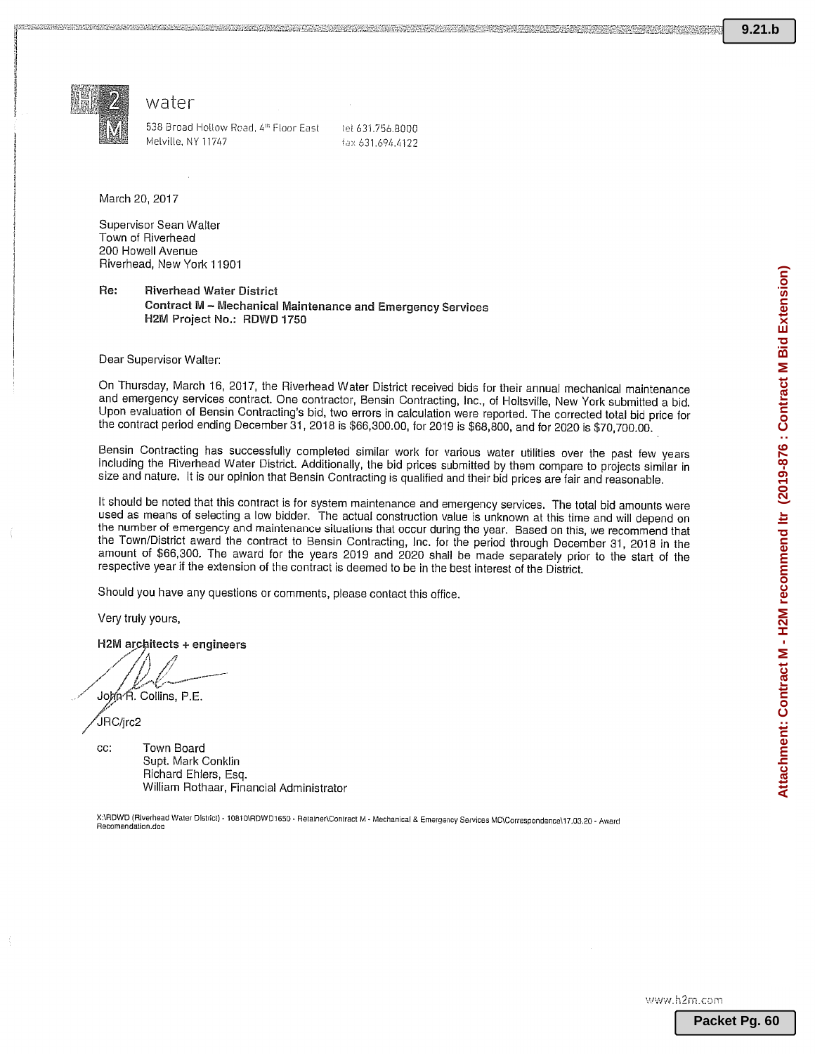H2M water

538 Broad Hollow Road, 4th Floor East
Melville, NY 11747

tel 631.756.8000
fax 631.694.4122

March 20, 2017

Supervisor Sean Walter
Town of Riverhead
200 Howell Avenue
Riverhead, New York 11901

**Re: Riverhead Water District**
**Contract M – Mechanical Maintenance and Emergency Services**
**H2M Project No.: RDWD 1750**

Dear Supervisor Walter:

On Thursday, March 16, 2017, the Riverhead Water District received bids for their annual mechanical maintenance and emergency services contract. One contractor, Bensin Contracting, Inc., of Holtsville, New York submitted a bid. Upon evaluation of Bensin Contracting's bid, two errors in calculation were reported. The corrected total bid price for the contract period ending December 31, 2018 is $66,300.00, for 2019 is $68,800, and for 2020 is $70,700.00.

Bensin Contracting has successfully completed similar work for various water utilities over the past few years including the Riverhead Water District. Additionally, the bid prices submitted by them compare to projects similar in size and nature. It is our opinion that Bensin Contracting is qualified and their bid prices are fair and reasonable.

It should be noted that this contract is for system maintenance and emergency services. The total bid amounts were used as means of selecting a low bidder. The actual construction value is unknown at this time and will depend on the number of emergency and maintenance situations that occur during the year. Based on this, we recommend that the Town/District award the contract to Bensin Contracting, Inc. for the period through December 31, 2018 in the amount of $66,300. The award for the years 2019 and 2020 shall be made separately prior to the start of the respective year if the extension of the contract is deemed to be in the best interest of the District.

Should you have any questions or comments, please contact this office.

Very truly yours,

**H2M architects + engineers**

John R. Collins, P.E.

JRC/jrc2

cc: Town Board
Supt. Mark Conklin
Richard Ehlers, Esq.
William Rothaar, Financial Administrator

X:\RDWD (Riverhead Water District) - 10810\RDWD1650 - Retainer\Contract M - Mechanical & Emergency Services MC\Correspondence\17.03.20 - Award Recomendation.doc

www.h2m.com